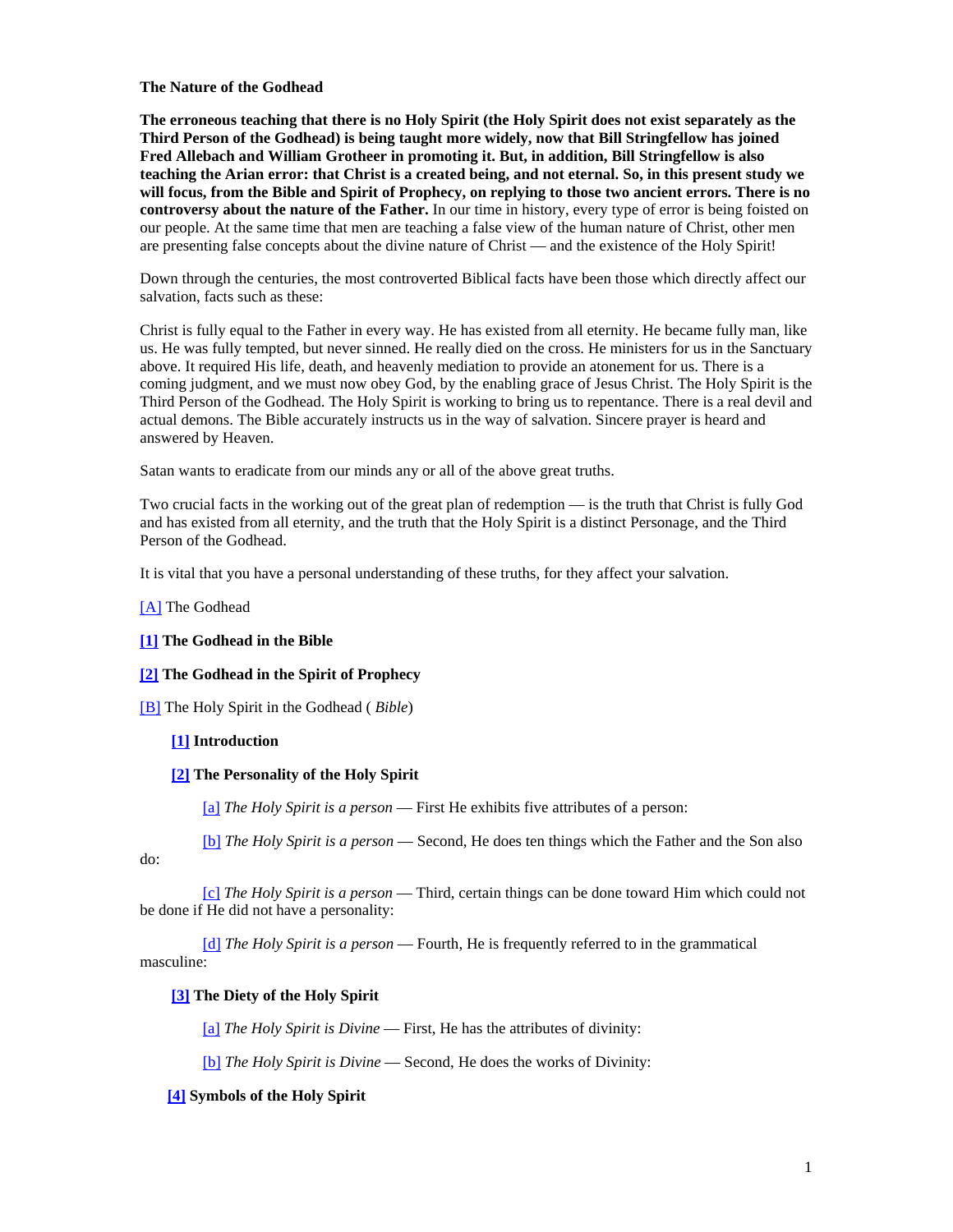**The Nature of the Godhead**

**The erroneous teaching that there is no Holy Spirit (the Holy Spirit does not exist separately as the Third Person of the Godhead) is being taught more widely, now that Bill Stringfellow has joined Fred Allebach and William Grotheer in promoting it. But, in addition, Bill Stringfellow is also teaching the Arian error: that Christ is a created being, and not eternal. So, in this present study we will focus, from the Bible and Spirit of Prophecy, on replying to those two ancient errors. There is no controversy about the nature of the Father.** In our time in history, every type of error is being foisted on our people. At the same time that men are teaching a false view of the human nature of Christ, other men are presenting false concepts about the divine nature of Christ — and the existence of the Holy Spirit!

Down through the centuries, the most controverted Biblical facts have been those which directly affect our salvation, facts such as these:

Christ is fully equal to the Father in every way. He has existed from all eternity. He became fully man, like us. He was fully tempted, but never sinned. He really died on the cross. He ministers for us in the Sanctuary above. It required His life, death, and heavenly mediation to provide an atonement for us. There is a coming judgment, and we must now obey God, by the enabling grace of Jesus Christ. The Holy Spirit is the Third Person of the Godhead. The Holy Spirit is working to bring us to repentance. There is a real devil and actual demons. The Bible accurately instructs us in the way of salvation. Sincere prayer is heard and answered by Heaven.

Satan wants to eradicate from our minds any or all of the above great truths.

Two crucial facts in the working out of the great plan of redemption — is the truth that Christ is fully God and has existed from all eternity, and the truth that the Holy Spirit is a distinct Personage, and the Third Person of the Godhead.

It is vital that you have a personal understanding of these truths, for they affect your salvation.

[A] The Godhead

**[1] The Godhead in the Bible**

**[2] The Godhead in the Spirit of Prophecy**

[B] The Holy Spirit in the Godhead ( *Bible*)

- **[1] Introduction**
- **[2] The Personality of the Holy Spirit**
  - [a] *The Holy Spirit is a person* — First He exhibits five attributes of a person:
  - [b] *The Holy Spirit is a person* — Second, He does ten things which the Father and the Son also do:
  - [c] *The Holy Spirit is a person* — Third, certain things can be done toward Him which could not be done if He did not have a personality:
  - [d] *The Holy Spirit is a person* — Fourth, He is frequently referred to in the grammatical masculine:
- **[3] The Diety of the Holy Spirit**
  - [a] *The Holy Spirit is Divine* — First, He has the attributes of divinity:
  - [b] *The Holy Spirit is Divine* — Second, He does the works of Divinity:
- **[4] Symbols of the Holy Spirit**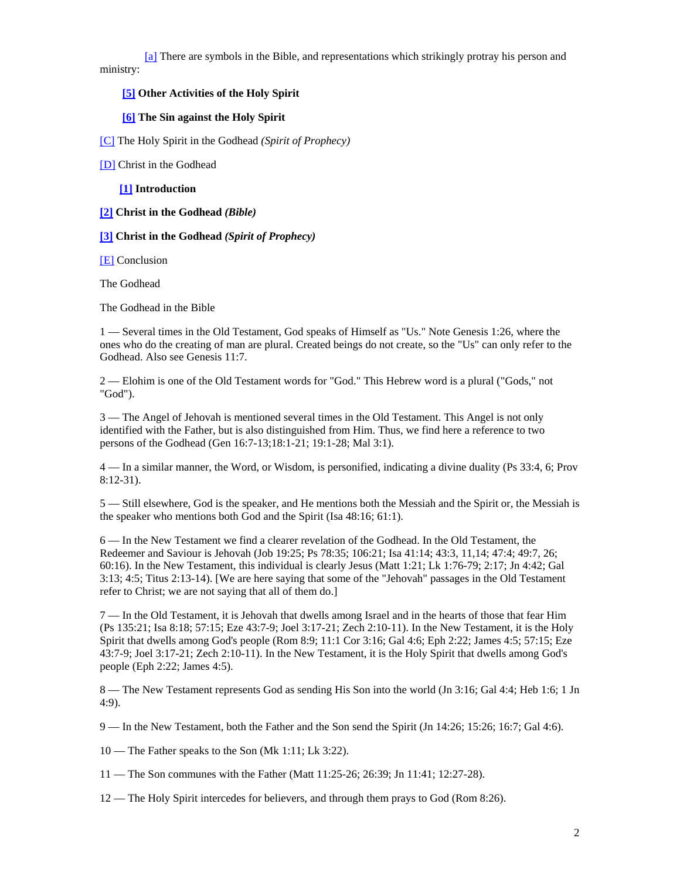[a] There are symbols in the Bible, and representations which strikingly protray his person and ministry:

**[5] Other Activities of the Holy Spirit**

**[6] The Sin against the Holy Spirit**

[C] The Holy Spirit in the Godhead *(Spirit of Prophecy)*

[D] Christ in the Godhead

**[1] Introduction**

**[2] Christ in the Godhead *(Bible)***

**[3] Christ in the Godhead *(Spirit of Prophecy)***

[E] Conclusion

The Godhead

The Godhead in the Bible

1 — Several times in the Old Testament, God speaks of Himself as "Us." Note Genesis 1:26, where the ones who do the creating of man are plural. Created beings do not create, so the "Us" can only refer to the Godhead. Also see Genesis 11:7.

2 — Elohim is one of the Old Testament words for "God." This Hebrew word is a plural ("Gods," not "God").

3 — The Angel of Jehovah is mentioned several times in the Old Testament. This Angel is not only identified with the Father, but is also distinguished from Him. Thus, we find here a reference to two persons of the Godhead (Gen 16:7-13;18:1-21; 19:1-28; Mal 3:1).

4 — In a similar manner, the Word, or Wisdom, is personified, indicating a divine duality (Ps 33:4, 6; Prov 8:12-31).

5 — Still elsewhere, God is the speaker, and He mentions both the Messiah and the Spirit or, the Messiah is the speaker who mentions both God and the Spirit (Isa 48:16; 61:1).

6 — In the New Testament we find a clearer revelation of the Godhead. In the Old Testament, the Redeemer and Saviour is Jehovah (Job 19:25; Ps 78:35; 106:21; Isa 41:14; 43:3, 11,14; 47:4; 49:7, 26; 60:16). In the New Testament, this individual is clearly Jesus (Matt 1:21; Lk 1:76-79; 2:17; Jn 4:42; Gal 3:13; 4:5; Titus 2:13-14). [We are here saying that some of the "Jehovah" passages in the Old Testament refer to Christ; we are not saying that all of them do.]

7 — In the Old Testament, it is Jehovah that dwells among Israel and in the hearts of those that fear Him (Ps 135:21; Isa 8:18; 57:15; Eze 43:7-9; Joel 3:17-21; Zech 2:10-11). In the New Testament, it is the Holy Spirit that dwells among God's people (Rom 8:9; 11:1 Cor 3:16; Gal 4:6; Eph 2:22; James 4:5; 57:15; Eze 43:7-9; Joel 3:17-21; Zech 2:10-11). In the New Testament, it is the Holy Spirit that dwells among God's people (Eph 2:22; James 4:5).

8 — The New Testament represents God as sending His Son into the world (Jn 3:16; Gal 4:4; Heb 1:6; 1 Jn 4:9).

9 — In the New Testament, both the Father and the Son send the Spirit (Jn 14:26; 15:26; 16:7; Gal 4:6).

10 — The Father speaks to the Son (Mk 1:11; Lk 3:22).

11 — The Son communes with the Father (Matt 11:25-26; 26:39; Jn 11:41; 12:27-28).

12 — The Holy Spirit intercedes for believers, and through them prays to God (Rom 8:26).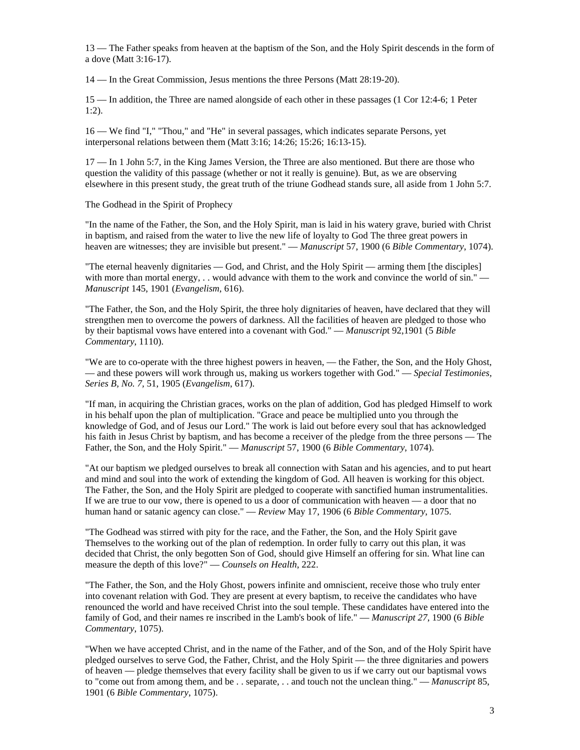13 — The Father speaks from heaven at the baptism of the Son, and the Holy Spirit descends in the form of a dove (Matt 3:16-17).

14 — In the Great Commission, Jesus mentions the three Persons (Matt 28:19-20).

15 — In addition, the Three are named alongside of each other in these passages (1 Cor 12:4-6; 1 Peter 1:2).

16 — We find "I," "Thou," and "He" in several passages, which indicates separate Persons, yet interpersonal relations between them (Matt 3:16; 14:26; 15:26; 16:13-15).

17 — In 1 John 5:7, in the King James Version, the Three are also mentioned. But there are those who question the validity of this passage (whether or not it really is genuine). But, as we are observing elsewhere in this present study, the great truth of the triune Godhead stands sure, all aside from 1 John 5:7.

The Godhead in the Spirit of Prophecy

"In the name of the Father, the Son, and the Holy Spirit, man is laid in his watery grave, buried with Christ in baptism, and raised from the water to live the new life of loyalty to God The three great powers in heaven are witnesses; they are invisible but present." — *Manuscript* 57, 1900 (6 *Bible Commentary*, 1074).

"The eternal heavenly dignitaries — God, and Christ, and the Holy Spirit — arming them [the disciples] with more than mortal energy, . . would advance with them to the work and convince the world of sin." — *Manuscript* 145, 1901 (*Evangelism*, 616).

"The Father, the Son, and the Holy Spirit, the three holy dignitaries of heaven, have declared that they will strengthen men to overcome the powers of darkness. All the facilities of heaven are pledged to those who by their baptismal vows have entered into a covenant with God." — *Manuscrip*t 92,1901 (5 *Bible Commentary*, 1110).

"We are to co-operate with the three highest powers in heaven, — the Father, the Son, and the Holy Ghost, — and these powers will work through us, making us workers together with God." — *Special Testimonies, Series B, No. 7*, 51, 1905 (*Evangelism*, 617).

"If man, in acquiring the Christian graces, works on the plan of addition, God has pledged Himself to work in his behalf upon the plan of multiplication. "Grace and peace be multiplied unto you through the knowledge of God, and of Jesus our Lord." The work is laid out before every soul that has acknowledged his faith in Jesus Christ by baptism, and has become a receiver of the pledge from the three persons — The Father, the Son, and the Holy Spirit." — *Manuscript* 57, 1900 (6 *Bible Commentary*, 1074).

"At our baptism we pledged ourselves to break all connection with Satan and his agencies, and to put heart and mind and soul into the work of extending the kingdom of God. All heaven is working for this object. The Father, the Son, and the Holy Spirit are pledged to cooperate with sanctified human instrumentalities. If we are true to our vow, there is opened to us a door of communication with heaven — a door that no human hand or satanic agency can close." — *Review* May 17, 1906 (6 *Bible Commentary*, 1075.

"The Godhead was stirred with pity for the race, and the Father, the Son, and the Holy Spirit gave Themselves to the working out of the plan of redemption. In order fully to carry out this plan, it was decided that Christ, the only begotten Son of God, should give Himself an offering for sin. What line can measure the depth of this love?" — *Counsels on Health*, 222.

"The Father, the Son, and the Holy Ghost, powers infinite and omniscient, receive those who truly enter into covenant relation with God. They are present at every baptism, to receive the candidates who have renounced the world and have received Christ into the soul temple. These candidates have entered into the family of God, and their names re inscribed in the Lamb's book of life." — *Manuscript 27*, 1900 (6 *Bible Commentary*, 1075).

"When we have accepted Christ, and in the name of the Father, and of the Son, and of the Holy Spirit have pledged ourselves to serve God, the Father, Christ, and the Holy Spirit — the three dignitaries and powers of heaven — pledge themselves that every facility shall be given to us if we carry out our baptismal vows to "come out from among them, and be . . separate, . . and touch not the unclean thing." — *Manuscript* 85, 1901 (6 *Bible Commentary*, 1075).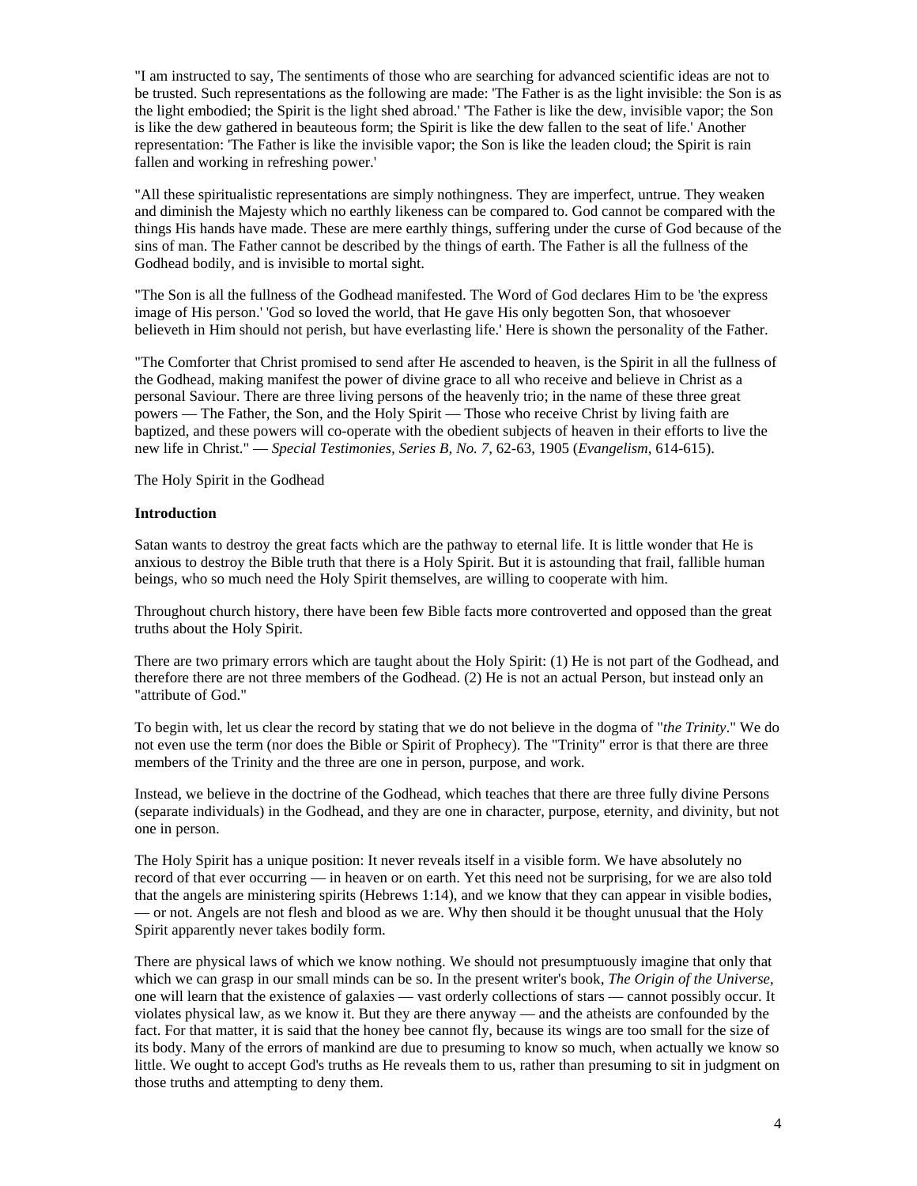"I am instructed to say, The sentiments of those who are searching for advanced scientific ideas are not to be trusted. Such representations as the following are made: 'The Father is as the light invisible: the Son is as the light embodied; the Spirit is the light shed abroad.' 'The Father is like the dew, invisible vapor; the Son is like the dew gathered in beauteous form; the Spirit is like the dew fallen to the seat of life.' Another representation: 'The Father is like the invisible vapor; the Son is like the leaden cloud; the Spirit is rain fallen and working in refreshing power.'

"All these spiritualistic representations are simply nothingness. They are imperfect, untrue. They weaken and diminish the Majesty which no earthly likeness can be compared to. God cannot be compared with the things His hands have made. These are mere earthly things, suffering under the curse of God because of the sins of man. The Father cannot be described by the things of earth. The Father is all the fullness of the Godhead bodily, and is invisible to mortal sight.

"The Son is all the fullness of the Godhead manifested. The Word of God declares Him to be 'the express image of His person.' 'God so loved the world, that He gave His only begotten Son, that whosoever believeth in Him should not perish, but have everlasting life.' Here is shown the personality of the Father.

"The Comforter that Christ promised to send after He ascended to heaven, is the Spirit in all the fullness of the Godhead, making manifest the power of divine grace to all who receive and believe in Christ as a personal Saviour. There are three living persons of the heavenly trio; in the name of these three great powers — The Father, the Son, and the Holy Spirit — Those who receive Christ by living faith are baptized, and these powers will co-operate with the obedient subjects of heaven in their efforts to live the new life in Christ." — *Special Testimonies, Series B, No. 7*, 62-63, 1905 (*Evangelism*, 614-615).

The Holy Spirit in the Godhead

**Introduction**

Satan wants to destroy the great facts which are the pathway to eternal life. It is little wonder that He is anxious to destroy the Bible truth that there is a Holy Spirit. But it is astounding that frail, fallible human beings, who so much need the Holy Spirit themselves, are willing to cooperate with him.

Throughout church history, there have been few Bible facts more controverted and opposed than the great truths about the Holy Spirit.

There are two primary errors which are taught about the Holy Spirit: (1) He is not part of the Godhead, and therefore there are not three members of the Godhead. (2) He is not an actual Person, but instead only an "attribute of God."

To begin with, let us clear the record by stating that we do not believe in the dogma of "*the Trinity*." We do not even use the term (nor does the Bible or Spirit of Prophecy). The "Trinity" error is that there are three members of the Trinity and the three are one in person, purpose, and work.

Instead, we believe in the doctrine of the Godhead, which teaches that there are three fully divine Persons (separate individuals) in the Godhead, and they are one in character, purpose, eternity, and divinity, but not one in person.

The Holy Spirit has a unique position: It never reveals itself in a visible form. We have absolutely no record of that ever occurring — in heaven or on earth. Yet this need not be surprising, for we are also told that the angels are ministering spirits (Hebrews 1:14), and we know that they can appear in visible bodies, — or not. Angels are not flesh and blood as we are. Why then should it be thought unusual that the Holy Spirit apparently never takes bodily form.

There are physical laws of which we know nothing. We should not presumptuously imagine that only that which we can grasp in our small minds can be so. In the present writer's book, *The Origin of the Universe*, one will learn that the existence of galaxies — vast orderly collections of stars — cannot possibly occur. It violates physical law, as we know it. But they are there anyway — and the atheists are confounded by the fact. For that matter, it is said that the honey bee cannot fly, because its wings are too small for the size of its body. Many of the errors of mankind are due to presuming to know so much, when actually we know so little. We ought to accept God's truths as He reveals them to us, rather than presuming to sit in judgment on those truths and attempting to deny them.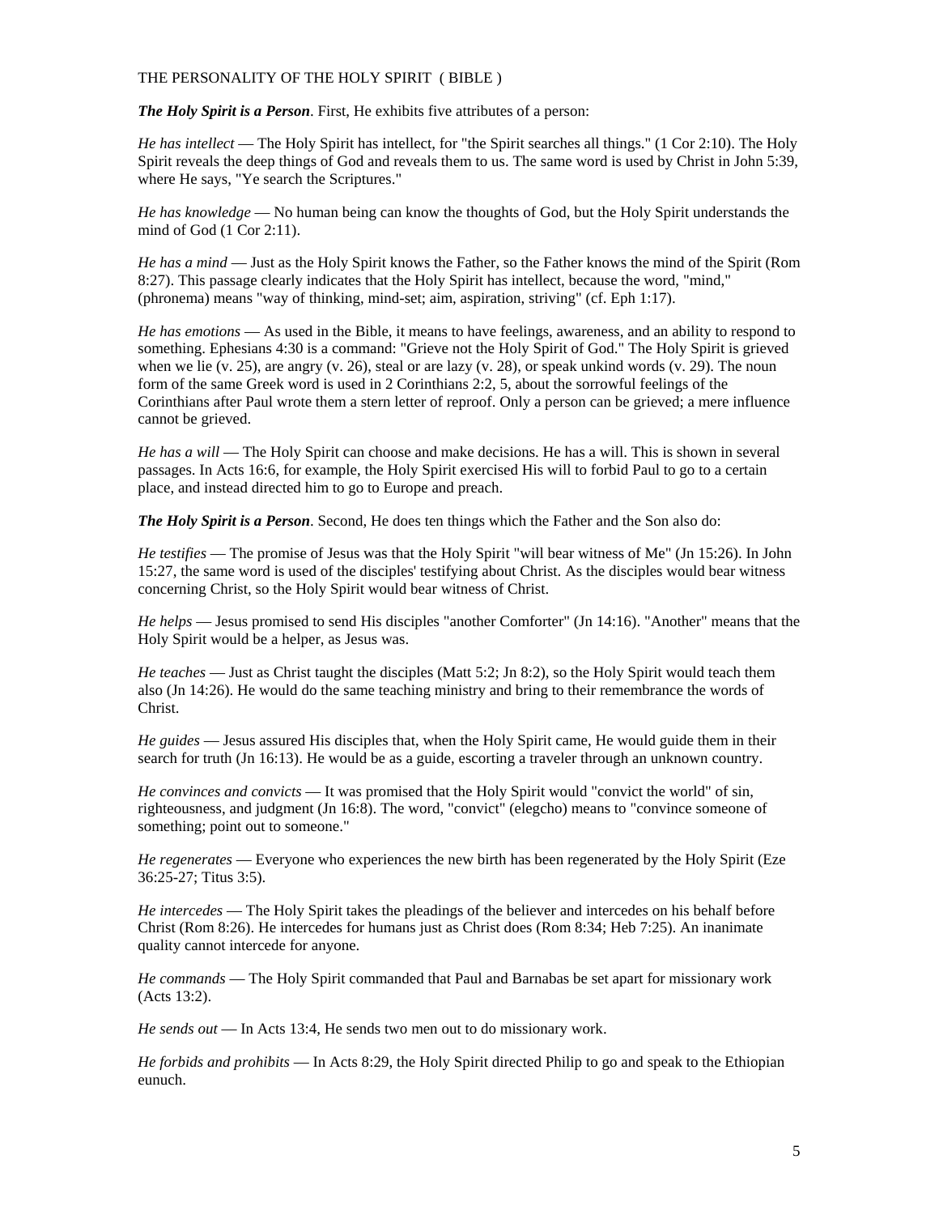THE PERSONALITY OF THE HOLY SPIRIT ( BIBLE )

***The Holy Spirit is a Person***. First, He exhibits five attributes of a person:

*He has intellect* — The Holy Spirit has intellect, for "the Spirit searches all things." (1 Cor 2:10). The Holy Spirit reveals the deep things of God and reveals them to us. The same word is used by Christ in John 5:39, where He says, "Ye search the Scriptures."

*He has knowledge* — No human being can know the thoughts of God, but the Holy Spirit understands the mind of God (1 Cor 2:11).

*He has a mind* — Just as the Holy Spirit knows the Father, so the Father knows the mind of the Spirit (Rom 8:27). This passage clearly indicates that the Holy Spirit has intellect, because the word, "mind," (phronema) means "way of thinking, mind-set; aim, aspiration, striving" (cf. Eph 1:17).

*He has emotions* — As used in the Bible, it means to have feelings, awareness, and an ability to respond to something. Ephesians 4:30 is a command: "Grieve not the Holy Spirit of God." The Holy Spirit is grieved when we lie (v. 25), are angry (v. 26), steal or are lazy (v. 28), or speak unkind words (v. 29). The noun form of the same Greek word is used in 2 Corinthians 2:2, 5, about the sorrowful feelings of the Corinthians after Paul wrote them a stern letter of reproof. Only a person can be grieved; a mere influence cannot be grieved.

*He has a will* — The Holy Spirit can choose and make decisions. He has a will. This is shown in several passages. In Acts 16:6, for example, the Holy Spirit exercised His will to forbid Paul to go to a certain place, and instead directed him to go to Europe and preach.

***The Holy Spirit is a Person***. Second, He does ten things which the Father and the Son also do:

*He testifies* — The promise of Jesus was that the Holy Spirit "will bear witness of Me" (Jn 15:26). In John 15:27, the same word is used of the disciples' testifying about Christ. As the disciples would bear witness concerning Christ, so the Holy Spirit would bear witness of Christ.

*He helps* — Jesus promised to send His disciples "another Comforter" (Jn 14:16). "Another" means that the Holy Spirit would be a helper, as Jesus was.

*He teaches* — Just as Christ taught the disciples (Matt 5:2; Jn 8:2), so the Holy Spirit would teach them also (Jn 14:26). He would do the same teaching ministry and bring to their remembrance the words of Christ.

*He guides* — Jesus assured His disciples that, when the Holy Spirit came, He would guide them in their search for truth (Jn 16:13). He would be as a guide, escorting a traveler through an unknown country.

*He convinces and convicts* — It was promised that the Holy Spirit would "convict the world" of sin, righteousness, and judgment (Jn 16:8). The word, "convict" (elegcho) means to "convince someone of something; point out to someone."

*He regenerates* — Everyone who experiences the new birth has been regenerated by the Holy Spirit (Eze 36:25-27; Titus 3:5).

*He intercedes* — The Holy Spirit takes the pleadings of the believer and intercedes on his behalf before Christ (Rom 8:26). He intercedes for humans just as Christ does (Rom 8:34; Heb 7:25). An inanimate quality cannot intercede for anyone.

*He commands* — The Holy Spirit commanded that Paul and Barnabas be set apart for missionary work (Acts 13:2).

*He sends out* — In Acts 13:4, He sends two men out to do missionary work.

*He forbids and prohibits* — In Acts 8:29, the Holy Spirit directed Philip to go and speak to the Ethiopian eunuch.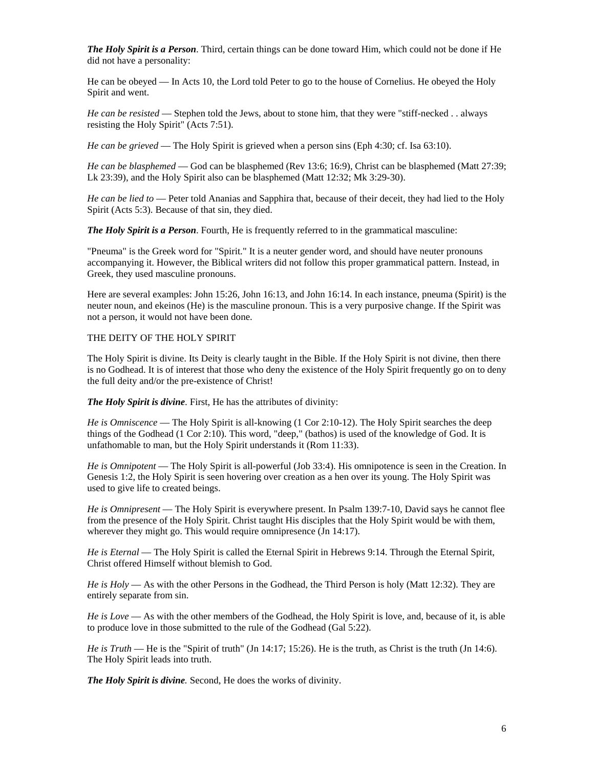***The Holy Spirit is a Person***. Third, certain things can be done toward Him, which could not be done if He did not have a personality:

He can be obeyed — In Acts 10, the Lord told Peter to go to the house of Cornelius. He obeyed the Holy Spirit and went.

*He can be resisted* — Stephen told the Jews, about to stone him, that they were "stiff-necked . . always resisting the Holy Spirit" (Acts 7:51).

*He can be grieved* — The Holy Spirit is grieved when a person sins (Eph 4:30; cf. Isa 63:10).

*He can be blasphemed* — God can be blasphemed (Rev 13:6; 16:9), Christ can be blasphemed (Matt 27:39; Lk 23:39), and the Holy Spirit also can be blasphemed (Matt 12:32; Mk 3:29-30).

*He can be lied to* — Peter told Ananias and Sapphira that, because of their deceit, they had lied to the Holy Spirit (Acts 5:3). Because of that sin, they died.

***The Holy Spirit is a Person***. Fourth, He is frequently referred to in the grammatical masculine:

"Pneuma" is the Greek word for "Spirit." It is a neuter gender word, and should have neuter pronouns accompanying it. However, the Biblical writers did not follow this proper grammatical pattern. Instead, in Greek, they used masculine pronouns.

Here are several examples: John 15:26, John 16:13, and John 16:14. In each instance, pneuma (Spirit) is the neuter noun, and ekeinos (He) is the masculine pronoun. This is a very purposive change. If the Spirit was not a person, it would not have been done.

THE DEITY OF THE HOLY SPIRIT

The Holy Spirit is divine. Its Deity is clearly taught in the Bible. If the Holy Spirit is not divine, then there is no Godhead. It is of interest that those who deny the existence of the Holy Spirit frequently go on to deny the full deity and/or the pre-existence of Christ!

***The Holy Spirit is divine***. First, He has the attributes of divinity:

*He is Omniscence* — The Holy Spirit is all-knowing (1 Cor 2:10-12). The Holy Spirit searches the deep things of the Godhead (1 Cor 2:10). This word, "deep," (bathos) is used of the knowledge of God. It is unfathomable to man, but the Holy Spirit understands it (Rom 11:33).

*He is Omnipotent* — The Holy Spirit is all-powerful (Job 33:4). His omnipotence is seen in the Creation. In Genesis 1:2, the Holy Spirit is seen hovering over creation as a hen over its young. The Holy Spirit was used to give life to created beings.

*He is Omnipresent* — The Holy Spirit is everywhere present. In Psalm 139:7-10, David says he cannot flee from the presence of the Holy Spirit. Christ taught His disciples that the Holy Spirit would be with them, wherever they might go. This would require omnipresence (Jn 14:17).

*He is Eternal* — The Holy Spirit is called the Eternal Spirit in Hebrews 9:14. Through the Eternal Spirit, Christ offered Himself without blemish to God.

*He is Holy* — As with the other Persons in the Godhead, the Third Person is holy (Matt 12:32). They are entirely separate from sin.

*He is Love* — As with the other members of the Godhead, the Holy Spirit is love, and, because of it, is able to produce love in those submitted to the rule of the Godhead (Gal 5:22).

*He is Truth* — He is the "Spirit of truth" (Jn 14:17; 15:26). He is the truth, as Christ is the truth (Jn 14:6). The Holy Spirit leads into truth.

***The Holy Spirit is divine.*** Second, He does the works of divinity.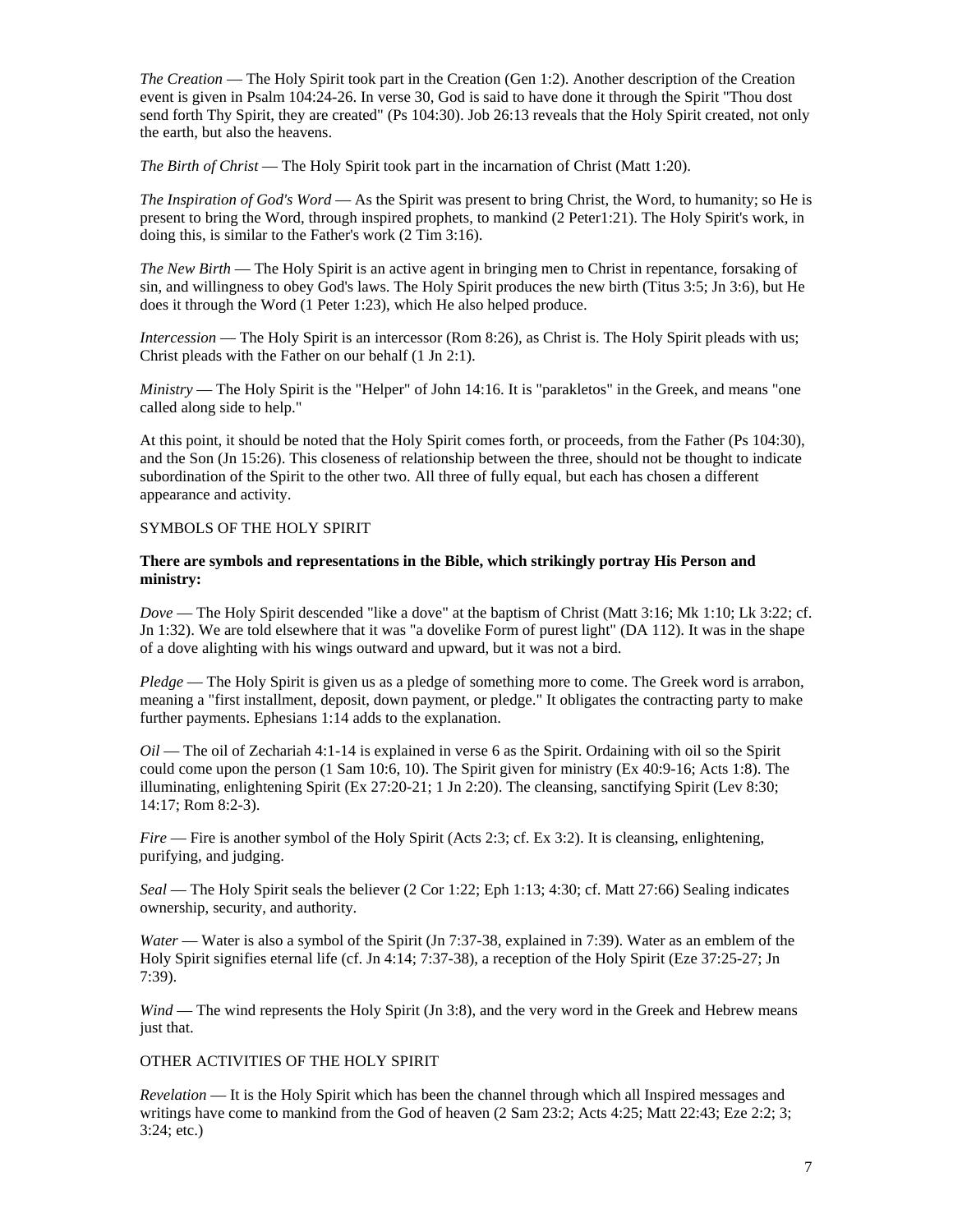*The Creation* — The Holy Spirit took part in the Creation (Gen 1:2). Another description of the Creation event is given in Psalm 104:24-26. In verse 30, God is said to have done it through the Spirit "Thou dost send forth Thy Spirit, they are created" (Ps 104:30). Job 26:13 reveals that the Holy Spirit created, not only the earth, but also the heavens.

*The Birth of Christ* — The Holy Spirit took part in the incarnation of Christ (Matt 1:20).

*The Inspiration of God's Word* — As the Spirit was present to bring Christ, the Word, to humanity; so He is present to bring the Word, through inspired prophets, to mankind (2 Peter1:21). The Holy Spirit's work, in doing this, is similar to the Father's work (2 Tim 3:16).

*The New Birth* — The Holy Spirit is an active agent in bringing men to Christ in repentance, forsaking of sin, and willingness to obey God's laws. The Holy Spirit produces the new birth (Titus 3:5; Jn 3:6), but He does it through the Word (1 Peter 1:23), which He also helped produce.

*Intercession* — The Holy Spirit is an intercessor (Rom 8:26), as Christ is. The Holy Spirit pleads with us; Christ pleads with the Father on our behalf (1 Jn 2:1).

*Ministry* — The Holy Spirit is the "Helper" of John 14:16. It is "parakletos" in the Greek, and means "one called along side to help."

At this point, it should be noted that the Holy Spirit comes forth, or proceeds, from the Father (Ps 104:30), and the Son (Jn 15:26). This closeness of relationship between the three, should not be thought to indicate subordination of the Spirit to the other two. All three of fully equal, but each has chosen a different appearance and activity.

SYMBOLS OF THE HOLY SPIRIT

**There are symbols and representations in the Bible, which strikingly portray His Person and ministry:**

*Dove* — The Holy Spirit descended "like a dove" at the baptism of Christ (Matt 3:16; Mk 1:10; Lk 3:22; cf. Jn 1:32). We are told elsewhere that it was "a dovelike Form of purest light" (DA 112). It was in the shape of a dove alighting with his wings outward and upward, but it was not a bird.

*Pledge* — The Holy Spirit is given us as a pledge of something more to come. The Greek word is arrabon, meaning a "first installment, deposit, down payment, or pledge." It obligates the contracting party to make further payments. Ephesians 1:14 adds to the explanation.

*Oil* — The oil of Zechariah 4:1-14 is explained in verse 6 as the Spirit. Ordaining with oil so the Spirit could come upon the person (1 Sam 10:6, 10). The Spirit given for ministry (Ex 40:9-16; Acts 1:8). The illuminating, enlightening Spirit (Ex 27:20-21; 1 Jn 2:20). The cleansing, sanctifying Spirit (Lev 8:30; 14:17; Rom 8:2-3).

*Fire* — Fire is another symbol of the Holy Spirit (Acts 2:3; cf. Ex 3:2). It is cleansing, enlightening, purifying, and judging.

*Seal* — The Holy Spirit seals the believer (2 Cor 1:22; Eph 1:13; 4:30; cf. Matt 27:66) Sealing indicates ownership, security, and authority.

*Water* — Water is also a symbol of the Spirit (Jn 7:37-38, explained in 7:39). Water as an emblem of the Holy Spirit signifies eternal life (cf. Jn 4:14; 7:37-38), a reception of the Holy Spirit (Eze 37:25-27; Jn 7:39).

*Wind* — The wind represents the Holy Spirit (Jn 3:8), and the very word in the Greek and Hebrew means just that.

OTHER ACTIVITIES OF THE HOLY SPIRIT

*Revelation* — It is the Holy Spirit which has been the channel through which all Inspired messages and writings have come to mankind from the God of heaven (2 Sam 23:2; Acts 4:25; Matt 22:43; Eze 2:2; 3; 3:24; etc.)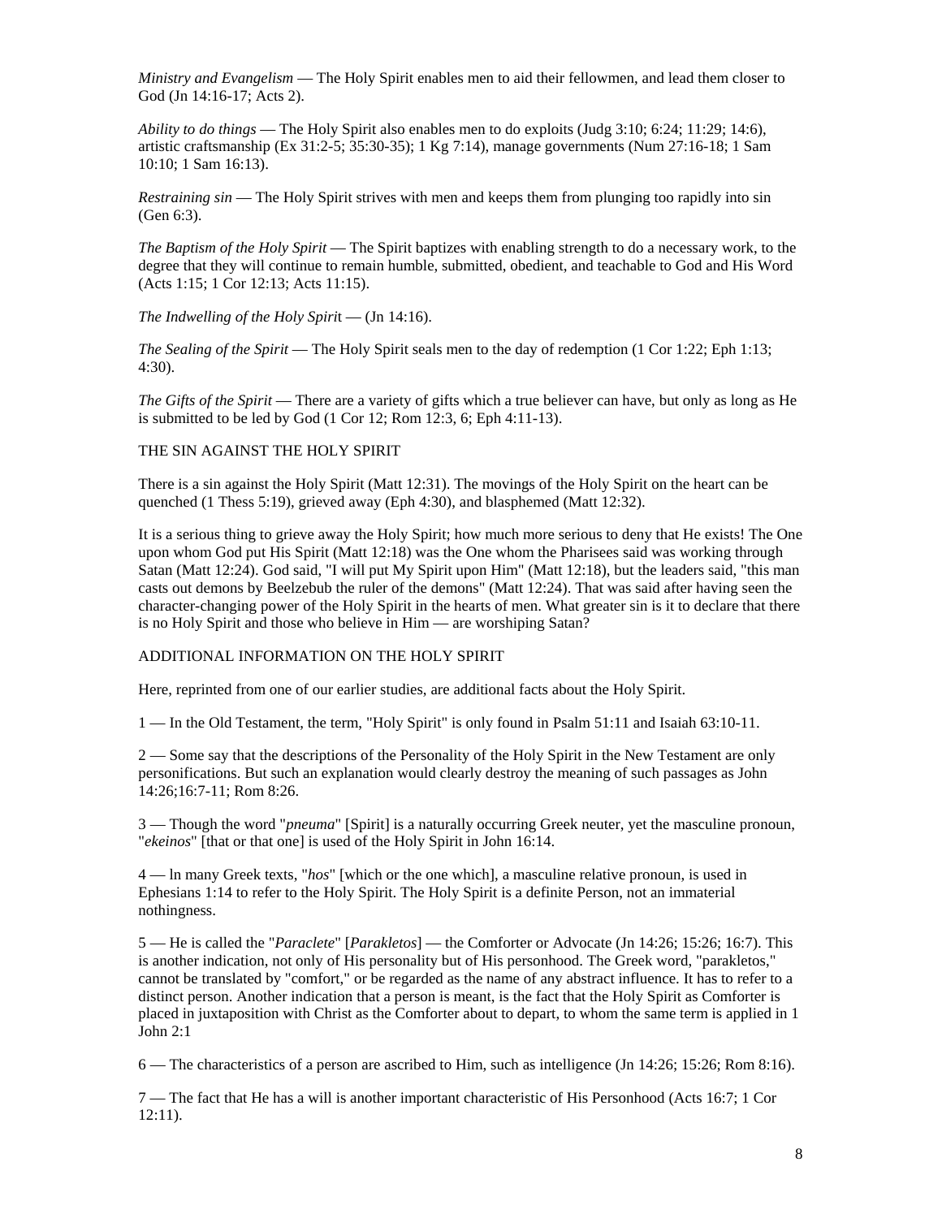*Ministry and Evangelism* — The Holy Spirit enables men to aid their fellowmen, and lead them closer to God (Jn 14:16-17; Acts 2).

*Ability to do things* — The Holy Spirit also enables men to do exploits (Judg 3:10; 6:24; 11:29; 14:6), artistic craftsmanship (Ex 31:2-5; 35:30-35); 1 Kg 7:14), manage governments (Num 27:16-18; 1 Sam 10:10; 1 Sam 16:13).

*Restraining sin* — The Holy Spirit strives with men and keeps them from plunging too rapidly into sin (Gen 6:3).

*The Baptism of the Holy Spirit* — The Spirit baptizes with enabling strength to do a necessary work, to the degree that they will continue to remain humble, submitted, obedient, and teachable to God and His Word (Acts 1:15; 1 Cor 12:13; Acts 11:15).

*The Indwelling of the Holy Spiri*t — (Jn 14:16).

*The Sealing of the Spirit* — The Holy Spirit seals men to the day of redemption (1 Cor 1:22; Eph 1:13; 4:30).

*The Gifts of the Spirit* — There are a variety of gifts which a true believer can have, but only as long as He is submitted to be led by God (1 Cor 12; Rom 12:3, 6; Eph 4:11-13).

THE SIN AGAINST THE HOLY SPIRIT

There is a sin against the Holy Spirit (Matt 12:31). The movings of the Holy Spirit on the heart can be quenched (1 Thess 5:19), grieved away (Eph 4:30), and blasphemed (Matt 12:32).

It is a serious thing to grieve away the Holy Spirit; how much more serious to deny that He exists! The One upon whom God put His Spirit (Matt 12:18) was the One whom the Pharisees said was working through Satan (Matt 12:24). God said, "I will put My Spirit upon Him" (Matt 12:18), but the leaders said, "this man casts out demons by Beelzebub the ruler of the demons" (Matt 12:24). That was said after having seen the character-changing power of the Holy Spirit in the hearts of men. What greater sin is it to declare that there is no Holy Spirit and those who believe in Him — are worshiping Satan?

ADDITIONAL INFORMATION ON THE HOLY SPIRIT

Here, reprinted from one of our earlier studies, are additional facts about the Holy Spirit.

1 — In the Old Testament, the term, "Holy Spirit" is only found in Psalm 51:11 and Isaiah 63:10-11.

2 — Some say that the descriptions of the Personality of the Holy Spirit in the New Testament are only personifications. But such an explanation would clearly destroy the meaning of such passages as John 14:26;16:7-11; Rom 8:26.

3 — Though the word "*pneuma*" [Spirit] is a naturally occurring Greek neuter, yet the masculine pronoun, "*ekeinos*" [that or that one] is used of the Holy Spirit in John 16:14.

4 — ln many Greek texts, "*hos*" [which or the one which], a masculine relative pronoun, is used in Ephesians 1:14 to refer to the Holy Spirit. The Holy Spirit is a definite Person, not an immaterial nothingness.

5 — He is called the "*Paraclete*" [*Parakletos*] — the Comforter or Advocate (Jn 14:26; 15:26; 16:7). This is another indication, not only of His personality but of His personhood. The Greek word, "parakletos," cannot be translated by "comfort," or be regarded as the name of any abstract influence. It has to refer to a distinct person. Another indication that a person is meant, is the fact that the Holy Spirit as Comforter is placed in juxtaposition with Christ as the Comforter about to depart, to whom the same term is applied in 1 John 2:1

6 — The characteristics of a person are ascribed to Him, such as intelligence (Jn 14:26; 15:26; Rom 8:16).

7 — The fact that He has a will is another important characteristic of His Personhood (Acts 16:7; 1 Cor 12:11).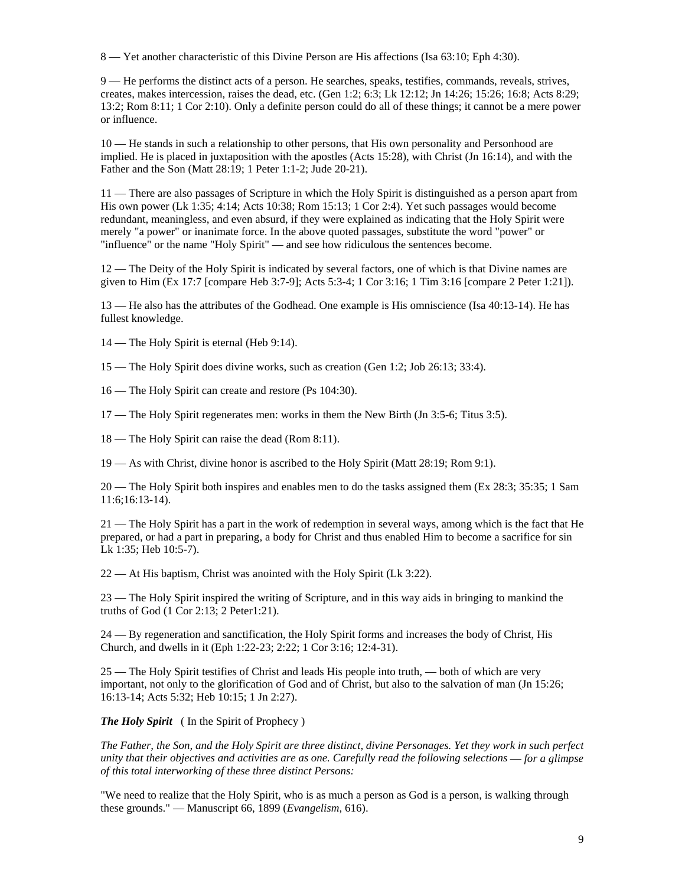8 — Yet another characteristic of this Divine Person are His affections (Isa 63:10; Eph 4:30).

9 — He performs the distinct acts of a person. He searches, speaks, testifies, commands, reveals, strives, creates, makes intercession, raises the dead, etc. (Gen 1:2; 6:3; Lk 12:12; Jn 14:26; 15:26; 16:8; Acts 8:29; 13:2; Rom 8:11; 1 Cor 2:10). Only a definite person could do all of these things; it cannot be a mere power or influence.

10 — He stands in such a relationship to other persons, that His own personality and Personhood are implied. He is placed in juxtaposition with the apostles (Acts 15:28), with Christ (Jn 16:14), and with the Father and the Son (Matt 28:19; 1 Peter 1:1-2; Jude 20-21).

11 — There are also passages of Scripture in which the Holy Spirit is distinguished as a person apart from His own power (Lk 1:35; 4:14; Acts 10:38; Rom 15:13; 1 Cor 2:4). Yet such passages would become redundant, meaningless, and even absurd, if they were explained as indicating that the Holy Spirit were merely "a power" or inanimate force. In the above quoted passages, substitute the word "power" or "influence" or the name "Holy Spirit" — and see how ridiculous the sentences become.

12 — The Deity of the Holy Spirit is indicated by several factors, one of which is that Divine names are given to Him (Ex 17:7 [compare Heb 3:7-9]; Acts 5:3-4; 1 Cor 3:16; 1 Tim 3:16 [compare 2 Peter 1:21]).

13 — He also has the attributes of the Godhead. One example is His omniscience (Isa 40:13-14). He has fullest knowledge.

14 — The Holy Spirit is eternal (Heb 9:14).

15 — The Holy Spirit does divine works, such as creation (Gen 1:2; Job 26:13; 33:4).

16 — The Holy Spirit can create and restore (Ps 104:30).

17 — The Holy Spirit regenerates men: works in them the New Birth (Jn 3:5-6; Titus 3:5).

18 — The Holy Spirit can raise the dead (Rom 8:11).

19 — As with Christ, divine honor is ascribed to the Holy Spirit (Matt 28:19; Rom 9:1).

20 — The Holy Spirit both inspires and enables men to do the tasks assigned them (Ex 28:3; 35:35; 1 Sam 11:6;16:13-14).

21 — The Holy Spirit has a part in the work of redemption in several ways, among which is the fact that He prepared, or had a part in preparing, a body for Christ and thus enabled Him to become a sacrifice for sin Lk 1:35; Heb 10:5-7).

22 — At His baptism, Christ was anointed with the Holy Spirit (Lk 3:22).

23 — The Holy Spirit inspired the writing of Scripture, and in this way aids in bringing to mankind the truths of God (1 Cor 2:13; 2 Peter1:21).

24 — By regeneration and sanctification, the Holy Spirit forms and increases the body of Christ, His Church, and dwells in it (Eph 1:22-23; 2:22; 1 Cor 3:16; 12:4-31).

25 — The Holy Spirit testifies of Christ and leads His people into truth, — both of which are very important, not only to the glorification of God and of Christ, but also to the salvation of man (Jn 15:26; 16:13-14; Acts 5:32; Heb 10:15; 1 Jn 2:27).

***The Holy Spirit*** ( In the Spirit of Prophecy )

*The Father, the Son, and the Holy Spirit are three distinct, divine Personages. Yet they work in such perfect unity that their objectives and activities are as one. Carefully read the following selections — for a glimpse of this total interworking of these three distinct Persons:*

"We need to realize that the Holy Spirit, who is as much a person as God is a person, is walking through these grounds." — Manuscript 66, 1899 (*Evangelism*, 616).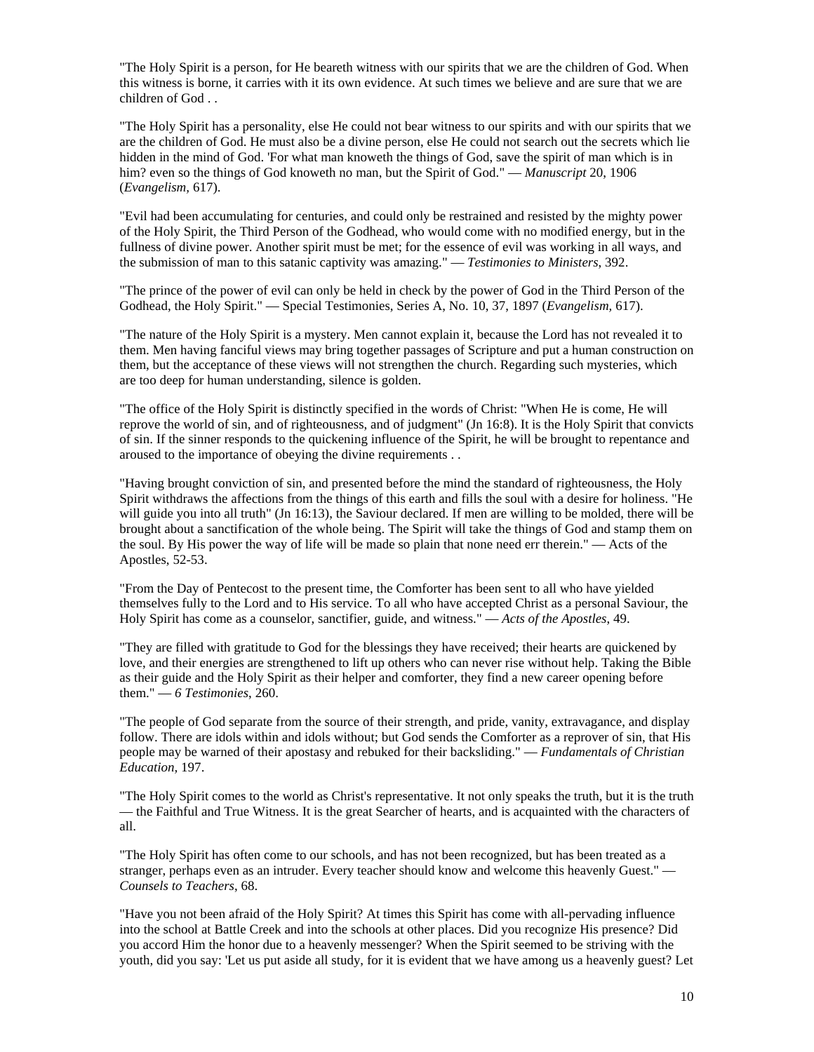"The Holy Spirit is a person, for He beareth witness with our spirits that we are the children of God. When this witness is borne, it carries with it its own evidence. At such times we believe and are sure that we are children of God . .

"The Holy Spirit has a personality, else He could not bear witness to our spirits and with our spirits that we are the children of God. He must also be a divine person, else He could not search out the secrets which lie hidden in the mind of God. 'For what man knoweth the things of God, save the spirit of man which is in him? even so the things of God knoweth no man, but the Spirit of God." — *Manuscript* 20, 1906 (*Evangelism,* 617).

"Evil had been accumulating for centuries, and could only be restrained and resisted by the mighty power of the Holy Spirit, the Third Person of the Godhead, who would come with no modified energy, but in the fullness of divine power. Another spirit must be met; for the essence of evil was working in all ways, and the submission of man to this satanic captivity was amazing." — *Testimonies to Ministers,* 392.

"The prince of the power of evil can only be held in check by the power of God in the Third Person of the Godhead, the Holy Spirit." — Special Testimonies, Series A, No. 10, 37, 1897 (*Evangelism,* 617).

"The nature of the Holy Spirit is a mystery. Men cannot explain it, because the Lord has not revealed it to them. Men having fanciful views may bring together passages of Scripture and put a human construction on them, but the acceptance of these views will not strengthen the church. Regarding such mysteries, which are too deep for human understanding, silence is golden.

"The office of the Holy Spirit is distinctly specified in the words of Christ: "When He is come, He will reprove the world of sin, and of righteousness, and of judgment" (Jn 16:8). It is the Holy Spirit that convicts of sin. If the sinner responds to the quickening influence of the Spirit, he will be brought to repentance and aroused to the importance of obeying the divine requirements . .

"Having brought conviction of sin, and presented before the mind the standard of righteousness, the Holy Spirit withdraws the affections from the things of this earth and fills the soul with a desire for holiness. "He will guide you into all truth" (Jn 16:13), the Saviour declared. If men are willing to be molded, there will be brought about a sanctification of the whole being. The Spirit will take the things of God and stamp them on the soul. By His power the way of life will be made so plain that none need err therein." — Acts of the Apostles, 52-53.

"From the Day of Pentecost to the present time, the Comforter has been sent to all who have yielded themselves fully to the Lord and to His service. To all who have accepted Christ as a personal Saviour, the Holy Spirit has come as a counselor, sanctifier, guide, and witness." — *Acts of the Apostles*, 49.

"They are filled with gratitude to God for the blessings they have received; their hearts are quickened by love, and their energies are strengthened to lift up others who can never rise without help. Taking the Bible as their guide and the Holy Spirit as their helper and comforter, they find a new career opening before them." — *6 Testimonies*, 260.

"The people of God separate from the source of their strength, and pride, vanity, extravagance, and display follow. There are idols within and idols without; but God sends the Comforter as a reprover of sin, that His people may be warned of their apostasy and rebuked for their backsliding." — *Fundamentals of Christian Education,* 197.

"The Holy Spirit comes to the world as Christ's representative. It not only speaks the truth, but it is the truth — the Faithful and True Witness. It is the great Searcher of hearts, and is acquainted with the characters of all.

"The Holy Spirit has often come to our schools, and has not been recognized, but has been treated as a stranger, perhaps even as an intruder. Every teacher should know and welcome this heavenly Guest." — *Counsels to Teachers*, 68.

"Have you not been afraid of the Holy Spirit? At times this Spirit has come with all-pervading influence into the school at Battle Creek and into the schools at other places. Did you recognize His presence? Did you accord Him the honor due to a heavenly messenger? When the Spirit seemed to be striving with the youth, did you say: 'Let us put aside all study, for it is evident that we have among us a heavenly guest? Let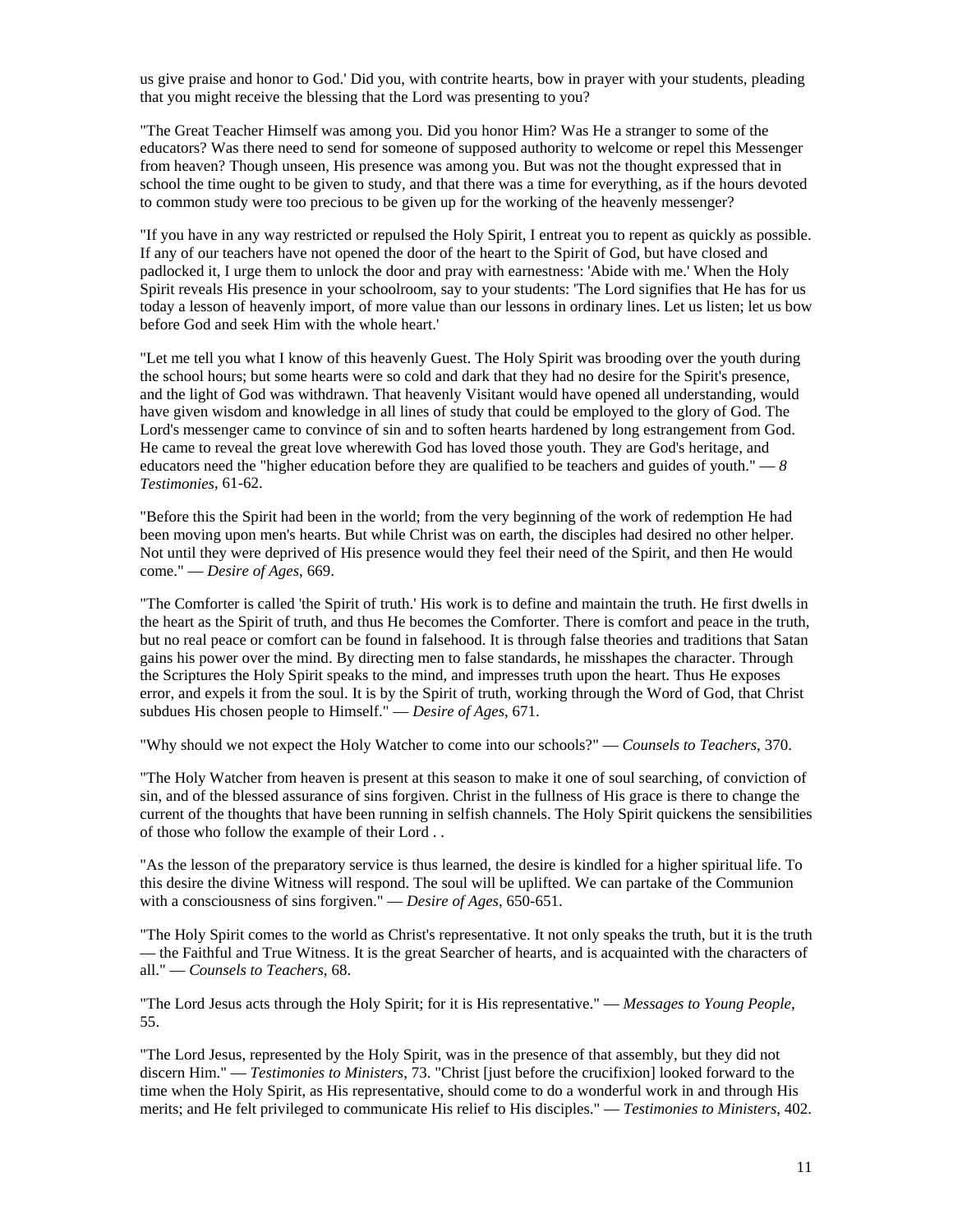us give praise and honor to God.' Did you, with contrite hearts, bow in prayer with your students, pleading that you might receive the blessing that the Lord was presenting to you?

"The Great Teacher Himself was among you. Did you honor Him? Was He a stranger to some of the educators? Was there need to send for someone of supposed authority to welcome or repel this Messenger from heaven? Though unseen, His presence was among you. But was not the thought expressed that in school the time ought to be given to study, and that there was a time for everything, as if the hours devoted to common study were too precious to be given up for the working of the heavenly messenger?

"If you have in any way restricted or repulsed the Holy Spirit, I entreat you to repent as quickly as possible. If any of our teachers have not opened the door of the heart to the Spirit of God, but have closed and padlocked it, I urge them to unlock the door and pray with earnestness: 'Abide with me.' When the Holy Spirit reveals His presence in your schoolroom, say to your students: 'The Lord signifies that He has for us today a lesson of heavenly import, of more value than our lessons in ordinary lines. Let us listen; let us bow before God and seek Him with the whole heart.'

"Let me tell you what I know of this heavenly Guest. The Holy Spirit was brooding over the youth during the school hours; but some hearts were so cold and dark that they had no desire for the Spirit's presence, and the light of God was withdrawn. That heavenly Visitant would have opened all understanding, would have given wisdom and knowledge in all lines of study that could be employed to the glory of God. The Lord's messenger came to convince of sin and to soften hearts hardened by long estrangement from God. He came to reveal the great love wherewith God has loved those youth. They are God's heritage, and educators need the "higher education before they are qualified to be teachers and guides of youth." — *8 Testimonies*, 61-62.

"Before this the Spirit had been in the world; from the very beginning of the work of redemption He had been moving upon men's hearts. But while Christ was on earth, the disciples had desired no other helper. Not until they were deprived of His presence would they feel their need of the Spirit, and then He would come." — *Desire of Ages*, 669.

"The Comforter is called 'the Spirit of truth.' His work is to define and maintain the truth. He first dwells in the heart as the Spirit of truth, and thus He becomes the Comforter. There is comfort and peace in the truth, but no real peace or comfort can be found in falsehood. It is through false theories and traditions that Satan gains his power over the mind. By directing men to false standards, he misshapes the character. Through the Scriptures the Holy Spirit speaks to the mind, and impresses truth upon the heart. Thus He exposes error, and expels it from the soul. It is by the Spirit of truth, working through the Word of God, that Christ subdues His chosen people to Himself." — *Desire of Ages*, 671.

"Why should we not expect the Holy Watcher to come into our schools?" — *Counsels to Teachers*, 370.

"The Holy Watcher from heaven is present at this season to make it one of soul searching, of conviction of sin, and of the blessed assurance of sins forgiven. Christ in the fullness of His grace is there to change the current of the thoughts that have been running in selfish channels. The Holy Spirit quickens the sensibilities of those who follow the example of their Lord . .

"As the lesson of the preparatory service is thus learned, the desire is kindled for a higher spiritual life. To this desire the divine Witness will respond. The soul will be uplifted. We can partake of the Communion with a consciousness of sins forgiven." — *Desire of Ages*, 650-651.

"The Holy Spirit comes to the world as Christ's representative. It not only speaks the truth, but it is the truth — the Faithful and True Witness. It is the great Searcher of hearts, and is acquainted with the characters of all." — *Counsels to Teachers*, 68.

"The Lord Jesus acts through the Holy Spirit; for it is His representative." — *Messages to Young People*, 55.

"The Lord Jesus, represented by the Holy Spirit, was in the presence of that assembly, but they did not discern Him." — *Testimonies to Ministers*, 73. "Christ [just before the crucifixion] looked forward to the time when the Holy Spirit, as His representative, should come to do a wonderful work in and through His merits; and He felt privileged to communicate His relief to His disciples." — *Testimonies to Ministers*, 402.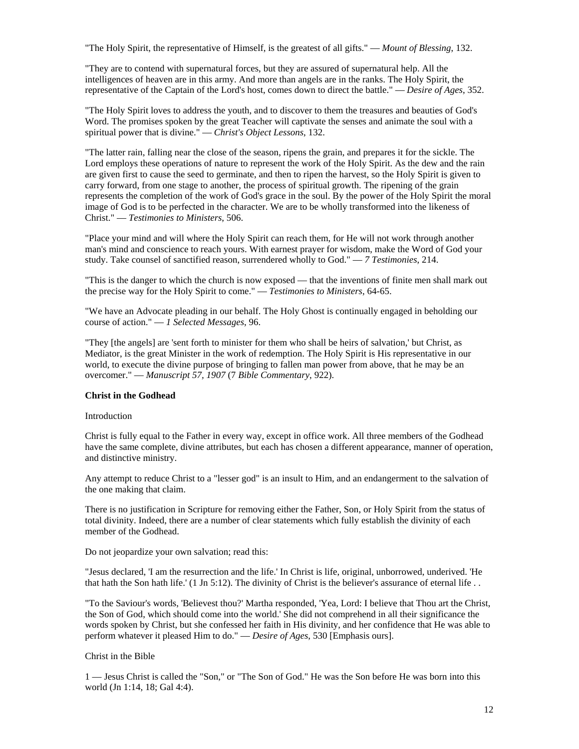"The Holy Spirit, the representative of Himself, is the greatest of all gifts." — *Mount of Blessing*, 132.

"They are to contend with supernatural forces, but they are assured of supernatural help. All the intelligences of heaven are in this army. And more than angels are in the ranks. The Holy Spirit, the representative of the Captain of the Lord's host, comes down to direct the battle." — *Desire of Ages*, 352.

"The Holy Spirit loves to address the youth, and to discover to them the treasures and beauties of God's Word. The promises spoken by the great Teacher will captivate the senses and animate the soul with a spiritual power that is divine." — *Christ's Object Lessons*, 132.

"The latter rain, falling near the close of the season, ripens the grain, and prepares it for the sickle. The Lord employs these operations of nature to represent the work of the Holy Spirit. As the dew and the rain are given first to cause the seed to germinate, and then to ripen the harvest, so the Holy Spirit is given to carry forward, from one stage to another, the process of spiritual growth. The ripening of the grain represents the completion of the work of God's grace in the soul. By the power of the Holy Spirit the moral image of God is to be perfected in the character. We are to be wholly transformed into the likeness of Christ." — *Testimonies to Ministers*, 506.

"Place your mind and will where the Holy Spirit can reach them, for He will not work through another man's mind and conscience to reach yours. With earnest prayer for wisdom, make the Word of God your study. Take counsel of sanctified reason, surrendered wholly to God." — *7 Testimonies*, 214.

"This is the danger to which the church is now exposed — that the inventions of finite men shall mark out the precise way for the Holy Spirit to come." — *Testimonies to Ministers*, 64-65.

"We have an Advocate pleading in our behalf. The Holy Ghost is continually engaged in beholding our course of action." — *1 Selected Messages*, 96.

"They [the angels] are 'sent forth to minister for them who shall be heirs of salvation,' but Christ, as Mediator, is the great Minister in the work of redemption. The Holy Spirit is His representative in our world, to execute the divine purpose of bringing to fallen man power from above, that he may be an overcomer." — *Manuscript 57, 1907* (7 *Bible Commentary*, 922).

**Christ in the Godhead**

Introduction

Christ is fully equal to the Father in every way, except in office work. All three members of the Godhead have the same complete, divine attributes, but each has chosen a different appearance, manner of operation, and distinctive ministry.

Any attempt to reduce Christ to a "lesser god" is an insult to Him, and an endangerment to the salvation of the one making that claim.

There is no justification in Scripture for removing either the Father, Son, or Holy Spirit from the status of total divinity. Indeed, there are a number of clear statements which fully establish the divinity of each member of the Godhead.

Do not jeopardize your own salvation; read this:

"Jesus declared, 'I am the resurrection and the life.' In Christ is life, original, unborrowed, underived. 'He that hath the Son hath life.' (1 Jn 5:12). The divinity of Christ is the believer's assurance of eternal life . .

"To the Saviour's words, 'Believest thou?' Martha responded, 'Yea, Lord: I believe that Thou art the Christ, the Son of God, which should come into the world.' She did not comprehend in all their significance the words spoken by Christ, but she confessed her faith in His divinity, and her confidence that He was able to perform whatever it pleased Him to do." — *Desire of Ages*, 530 [Emphasis ours].

Christ in the Bible

1 — Jesus Christ is called the "Son," or "The Son of God." He was the Son before He was born into this world (Jn 1:14, 18; Gal 4:4).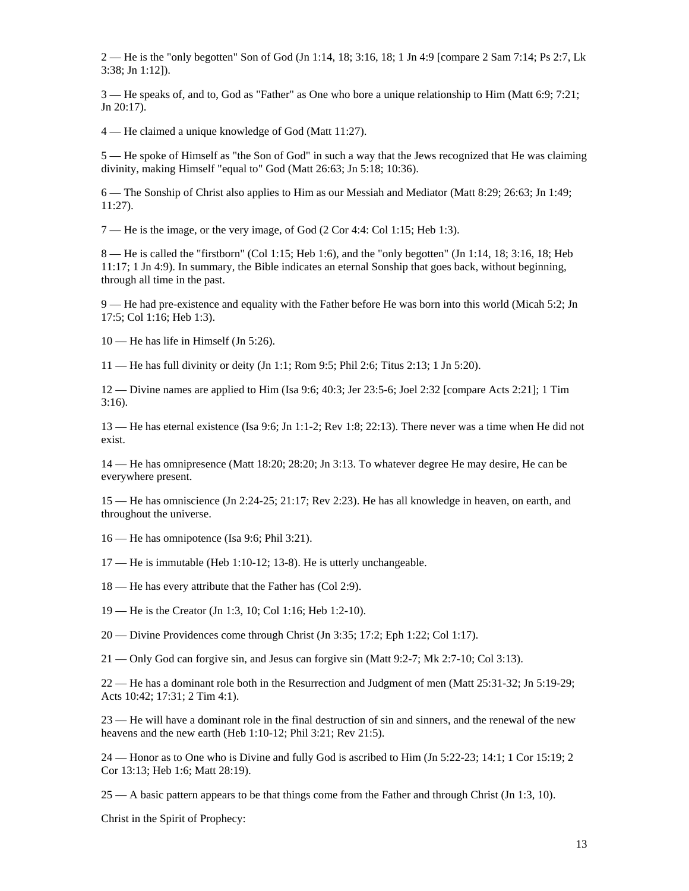2 — He is the "only begotten" Son of God (Jn 1:14, 18; 3:16, 18; 1 Jn 4:9 [compare 2 Sam 7:14; Ps 2:7, Lk 3:38; Jn 1:12]).

3 — He speaks of, and to, God as "Father" as One who bore a unique relationship to Him (Matt 6:9; 7:21; Jn 20:17).

4 — He claimed a unique knowledge of God (Matt 11:27).

5 — He spoke of Himself as "the Son of God" in such a way that the Jews recognized that He was claiming divinity, making Himself "equal to" God (Matt 26:63; Jn 5:18; 10:36).

6 — The Sonship of Christ also applies to Him as our Messiah and Mediator (Matt 8:29; 26:63; Jn 1:49; 11:27).

7 — He is the image, or the very image, of God (2 Cor 4:4: Col 1:15; Heb 1:3).

8 — He is called the "firstborn" (Col 1:15; Heb 1:6), and the "only begotten" (Jn 1:14, 18; 3:16, 18; Heb 11:17; 1 Jn 4:9). In summary, the Bible indicates an eternal Sonship that goes back, without beginning, through all time in the past.

9 — He had pre-existence and equality with the Father before He was born into this world (Micah 5:2; Jn 17:5; Col 1:16; Heb 1:3).

10 — He has life in Himself (Jn 5:26).

11 — He has full divinity or deity (Jn 1:1; Rom 9:5; Phil 2:6; Titus 2:13; 1 Jn 5:20).

12 — Divine names are applied to Him (Isa 9:6; 40:3; Jer 23:5-6; Joel 2:32 [compare Acts 2:21]; 1 Tim 3:16).

13 — He has eternal existence (Isa 9:6; Jn 1:1-2; Rev 1:8; 22:13). There never was a time when He did not exist.

14 — He has omnipresence (Matt 18:20; 28:20; Jn 3:13. To whatever degree He may desire, He can be everywhere present.

15 — He has omniscience (Jn 2:24-25; 21:17; Rev 2:23). He has all knowledge in heaven, on earth, and throughout the universe.

16 — He has omnipotence (Isa 9:6; Phil 3:21).

17 — He is immutable (Heb 1:10-12; 13-8). He is utterly unchangeable.

18 — He has every attribute that the Father has (Col 2:9).

19 — He is the Creator (Jn 1:3, 10; Col 1:16; Heb 1:2-10).

20 — Divine Providences come through Christ (Jn 3:35; 17:2; Eph 1:22; Col 1:17).

21 — Only God can forgive sin, and Jesus can forgive sin (Matt 9:2-7; Mk 2:7-10; Col 3:13).

22 — He has a dominant role both in the Resurrection and Judgment of men (Matt 25:31-32; Jn 5:19-29; Acts 10:42; 17:31; 2 Tim 4:1).

23 — He will have a dominant role in the final destruction of sin and sinners, and the renewal of the new heavens and the new earth (Heb 1:10-12; Phil 3:21; Rev 21:5).

24 — Honor as to One who is Divine and fully God is ascribed to Him (Jn 5:22-23; 14:1; 1 Cor 15:19; 2 Cor 13:13; Heb 1:6; Matt 28:19).

25 — A basic pattern appears to be that things come from the Father and through Christ (Jn 1:3, 10).

Christ in the Spirit of Prophecy: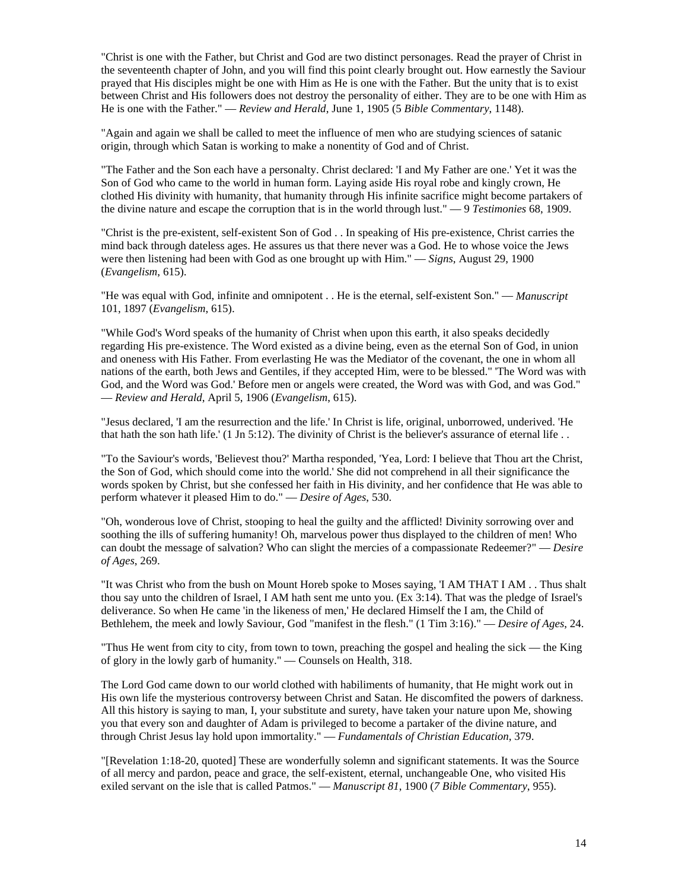"Christ is one with the Father, but Christ and God are two distinct personages. Read the prayer of Christ in the seventeenth chapter of John, and you will find this point clearly brought out. How earnestly the Saviour prayed that His disciples might be one with Him as He is one with the Father. But the unity that is to exist between Christ and His followers does not destroy the personality of either. They are to be one with Him as He is one with the Father." — *Review and Herald*, June 1, 1905 (5 *Bible Commentary*, 1148).

"Again and again we shall be called to meet the influence of men who are studying sciences of satanic origin, through which Satan is working to make a nonentity of God and of Christ.

"The Father and the Son each have a personalty. Christ declared: 'I and My Father are one.' Yet it was the Son of God who came to the world in human form. Laying aside His royal robe and kingly crown, He clothed His divinity with humanity, that humanity through His infinite sacrifice might become partakers of the divine nature and escape the corruption that is in the world through lust." — 9 *Testimonies* 68, 1909.

"Christ is the pre-existent, self-existent Son of God . . In speaking of His pre-existence, Christ carries the mind back through dateless ages. He assures us that there never was a God. He to whose voice the Jews were then listening had been with God as one brought up with Him." — *Signs*, August 29, 1900 (*Evangelism*, 615).

"He was equal with God, infinite and omnipotent . . He is the eternal, self-existent Son." — *Manuscript* 101, 1897 (*Evangelism*, 615).

"While God's Word speaks of the humanity of Christ when upon this earth, it also speaks decidedly regarding His pre-existence. The Word existed as a divine being, even as the eternal Son of God, in union and oneness with His Father. From everlasting He was the Mediator of the covenant, the one in whom all nations of the earth, both Jews and Gentiles, if they accepted Him, were to be blessed." 'The Word was with God, and the Word was God.' Before men or angels were created, the Word was with God, and was God." — *Review and Herald*, April 5, 1906 (*Evangelism*, 615).

"Jesus declared, 'I am the resurrection and the life.' In Christ is life, original, unborrowed, underived. 'He that hath the son hath life.' (1 Jn 5:12). The divinity of Christ is the believer's assurance of eternal life . .

"To the Saviour's words, 'Believest thou?' Martha responded, 'Yea, Lord: I believe that Thou art the Christ, the Son of God, which should come into the world.' She did not comprehend in all their significance the words spoken by Christ, but she confessed her faith in His divinity, and her confidence that He was able to perform whatever it pleased Him to do." — *Desire of Ages*, 530.

"Oh, wonderous love of Christ, stooping to heal the guilty and the afflicted! Divinity sorrowing over and soothing the ills of suffering humanity! Oh, marvelous power thus displayed to the children of men! Who can doubt the message of salvation? Who can slight the mercies of a compassionate Redeemer?" — *Desire of Ages*, 269.

"It was Christ who from the bush on Mount Horeb spoke to Moses saying, 'I AM THAT I AM . . Thus shalt thou say unto the children of Israel, I AM hath sent me unto you. (Ex 3:14). That was the pledge of Israel's deliverance. So when He came 'in the likeness of men,' He declared Himself the I am, the Child of Bethlehem, the meek and lowly Saviour, God "manifest in the flesh." (1 Tim 3:16)." — *Desire of Ages*, 24.

"Thus He went from city to city, from town to town, preaching the gospel and healing the sick — the King of glory in the lowly garb of humanity." — Counsels on Health, 318.

The Lord God came down to our world clothed with habiliments of humanity, that He might work out in His own life the mysterious controversy between Christ and Satan. He discomfited the powers of darkness. All this history is saying to man, I, your substitute and surety, have taken your nature upon Me, showing you that every son and daughter of Adam is privileged to become a partaker of the divine nature, and through Christ Jesus lay hold upon immortality." — *Fundamentals of Christian Education*, 379.

"[Revelation 1:18-20, quoted] These are wonderfully solemn and significant statements. It was the Source of all mercy and pardon, peace and grace, the self-existent, eternal, unchangeable One, who visited His exiled servant on the isle that is called Patmos." — *Manuscript 81*, 1900 (*7 Bible Commentary*, 955).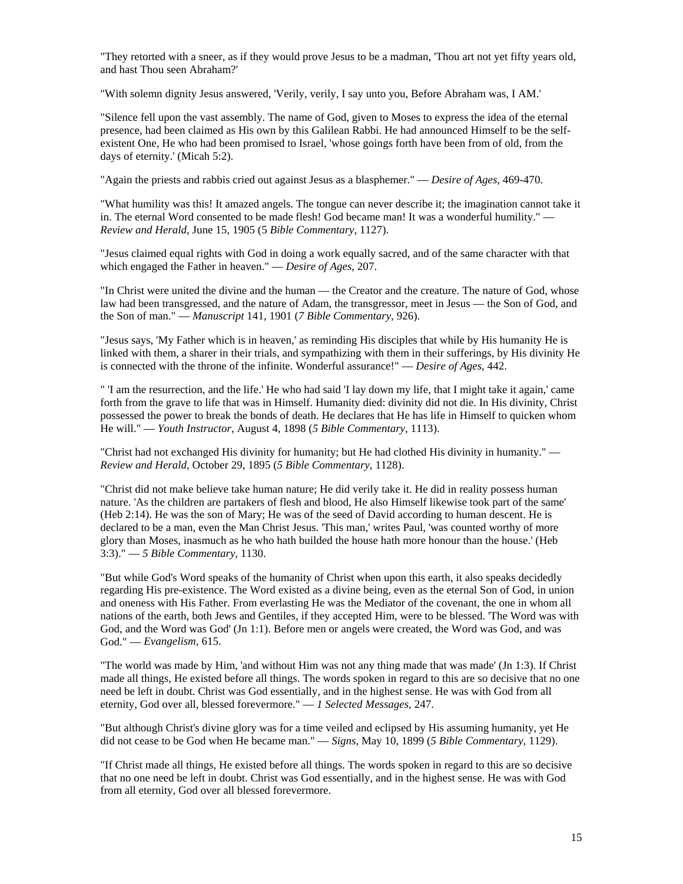"They retorted with a sneer, as if they would prove Jesus to be a madman, 'Thou art not yet fifty years old, and hast Thou seen Abraham?'

"With solemn dignity Jesus answered, 'Verily, verily, I say unto you, Before Abraham was, I AM.'

"Silence fell upon the vast assembly. The name of God, given to Moses to express the idea of the eternal presence, had been claimed as His own by this Galilean Rabbi. He had announced Himself to be the self-existent One, He who had been promised to Israel, 'whose goings forth have been from of old, from the days of eternity.' (Micah 5:2).

"Again the priests and rabbis cried out against Jesus as a blasphemer." — *Desire of Ages*, 469-470.

"What humility was this! It amazed angels. The tongue can never describe it; the imagination cannot take it in. The eternal Word consented to be made flesh! God became man! It was a wonderful humility." — *Review and Herald*, June 15, 1905 (5 *Bible Commentary*, 1127).

"Jesus claimed equal rights with God in doing a work equally sacred, and of the same character with that which engaged the Father in heaven." — *Desire of Ages*, 207.

"In Christ were united the divine and the human — the Creator and the creature. The nature of God, whose law had been transgressed, and the nature of Adam, the transgressor, meet in Jesus — the Son of God, and the Son of man." — *Manuscript* 141, 1901 (*7 Bible Commentary*, 926).

"Jesus says, 'My Father which is in heaven,' as reminding His disciples that while by His humanity He is linked with them, a sharer in their trials, and sympathizing with them in their sufferings, by His divinity He is connected with the throne of the infinite. Wonderful assurance!" — *Desire of Ages*, 442.

" 'I am the resurrection, and the life.' He who had said 'I lay down my life, that I might take it again,' came forth from the grave to life that was in Himself. Humanity died: divinity did not die. In His divinity, Christ possessed the power to break the bonds of death. He declares that He has life in Himself to quicken whom He will." — *Youth Instructor*, August 4, 1898 (*5 Bible Commentary*, 1113).

"Christ had not exchanged His divinity for humanity; but He had clothed His divinity in humanity." — *Review and Herald*, October 29, 1895 (*5 Bible Commentary*, 1128).

"Christ did not make believe take human nature; He did verily take it. He did in reality possess human nature. 'As the children are partakers of flesh and blood, He also Himself likewise took part of the same' (Heb 2:14). He was the son of Mary; He was of the seed of David according to human descent. He is declared to be a man, even the Man Christ Jesus. 'This man,' writes Paul, 'was counted worthy of more glory than Moses, inasmuch as he who hath builded the house hath more honour than the house.' (Heb 3:3)." — *5 Bible Commentary*, 1130.

"But while God's Word speaks of the humanity of Christ when upon this earth, it also speaks decidedly regarding His pre-existence. The Word existed as a divine being, even as the eternal Son of God, in union and oneness with His Father. From everlasting He was the Mediator of the covenant, the one in whom all nations of the earth, both Jews and Gentiles, if they accepted Him, were to be blessed. 'The Word was with God, and the Word was God' (Jn 1:1). Before men or angels were created, the Word was God, and was God." — *Evangelism*, 615.

"The world was made by Him, 'and without Him was not any thing made that was made' (Jn 1:3). If Christ made all things, He existed before all things. The words spoken in regard to this are so decisive that no one need be left in doubt. Christ was God essentially, and in the highest sense. He was with God from all eternity, God over all, blessed forevermore." — *1 Selected Messages*, 247.

"But although Christ's divine glory was for a time veiled and eclipsed by His assuming humanity, yet He did not cease to be God when He became man." — *Signs*, May 10, 1899 (*5 Bible Commentary*, 1129).

"If Christ made all things, He existed before all things. The words spoken in regard to this are so decisive that no one need be left in doubt. Christ was God essentially, and in the highest sense. He was with God from all eternity, God over all blessed forevermore.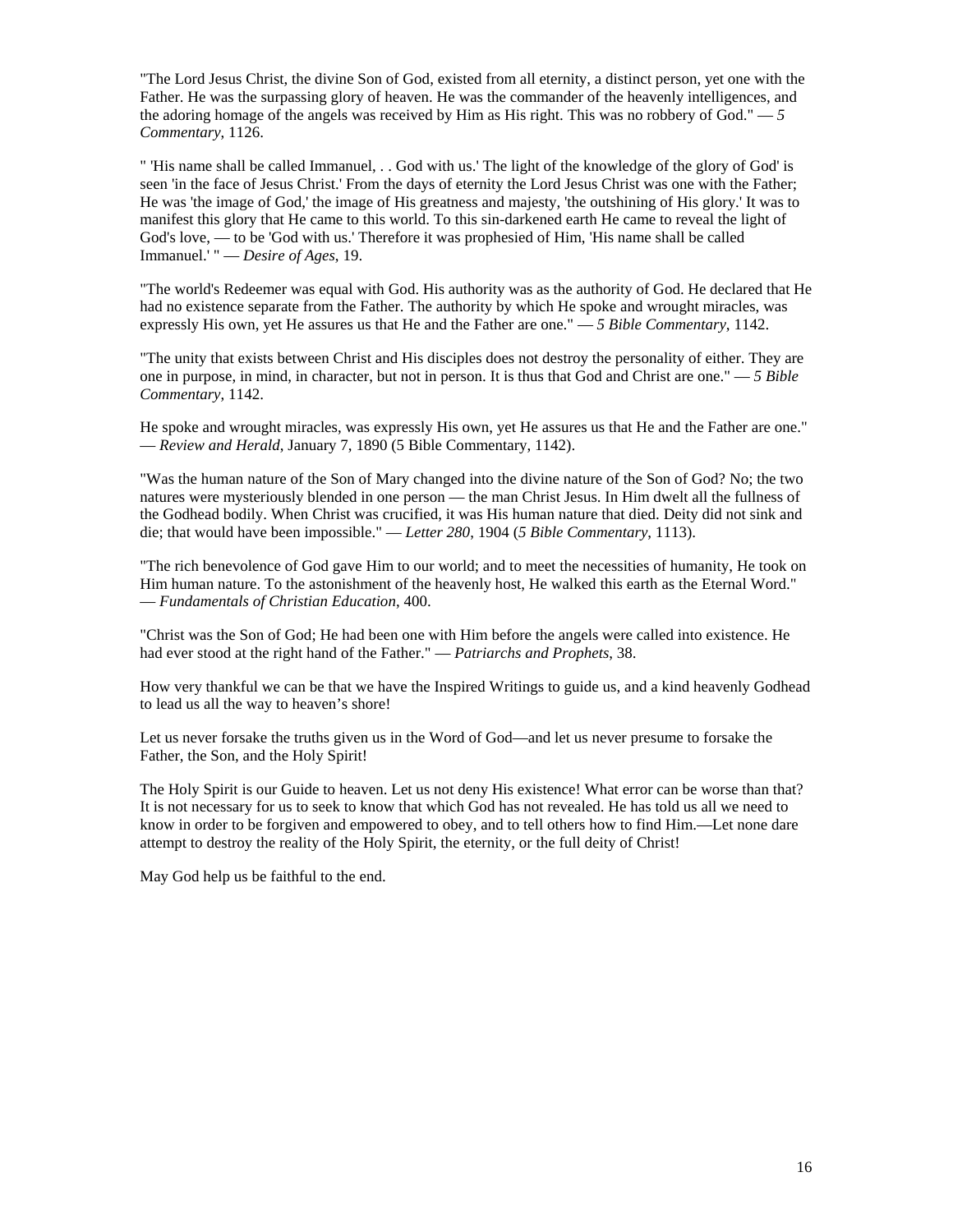"The Lord Jesus Christ, the divine Son of God, existed from all eternity, a distinct person, yet one with the Father. He was the surpassing glory of heaven. He was the commander of the heavenly intelligences, and the adoring homage of the angels was received by Him as His right. This was no robbery of God." — *5 Commentary*, 1126.

" 'His name shall be called Immanuel, . . God with us.' The light of the knowledge of the glory of God' is seen 'in the face of Jesus Christ.' From the days of eternity the Lord Jesus Christ was one with the Father; He was 'the image of God,' the image of His greatness and majesty, 'the outshining of His glory.' It was to manifest this glory that He came to this world. To this sin-darkened earth He came to reveal the light of God's love, — to be 'God with us.' Therefore it was prophesied of Him, 'His name shall be called Immanuel.' " — *Desire of Ages*, 19.

"The world's Redeemer was equal with God. His authority was as the authority of God. He declared that He had no existence separate from the Father. The authority by which He spoke and wrought miracles, was expressly His own, yet He assures us that He and the Father are one." — *5 Bible Commentary*, 1142.

"The unity that exists between Christ and His disciples does not destroy the personality of either. They are one in purpose, in mind, in character, but not in person. It is thus that God and Christ are one." — *5 Bible Commentary*, 1142.

He spoke and wrought miracles, was expressly His own, yet He assures us that He and the Father are one." — *Review and Herald*, January 7, 1890 (5 Bible Commentary, 1142).

"Was the human nature of the Son of Mary changed into the divine nature of the Son of God? No; the two natures were mysteriously blended in one person — the man Christ Jesus. In Him dwelt all the fullness of the Godhead bodily. When Christ was crucified, it was His human nature that died. Deity did not sink and die; that would have been impossible." — *Letter 280*, 1904 (*5 Bible Commentary*, 1113).

"The rich benevolence of God gave Him to our world; and to meet the necessities of humanity, He took on Him human nature. To the astonishment of the heavenly host, He walked this earth as the Eternal Word." — *Fundamentals of Christian Education*, 400.

"Christ was the Son of God; He had been one with Him before the angels were called into existence. He had ever stood at the right hand of the Father." — *Patriarchs and Prophets*, 38.

How very thankful we can be that we have the Inspired Writings to guide us, and a kind heavenly Godhead to lead us all the way to heaven's shore!

Let us never forsake the truths given us in the Word of God—and let us never presume to forsake the Father, the Son, and the Holy Spirit!

The Holy Spirit is our Guide to heaven. Let us not deny His existence! What error can be worse than that? It is not necessary for us to seek to know that which God has not revealed. He has told us all we need to know in order to be forgiven and empowered to obey, and to tell others how to find Him.—Let none dare attempt to destroy the reality of the Holy Spirit, the eternity, or the full deity of Christ!

May God help us be faithful to the end.